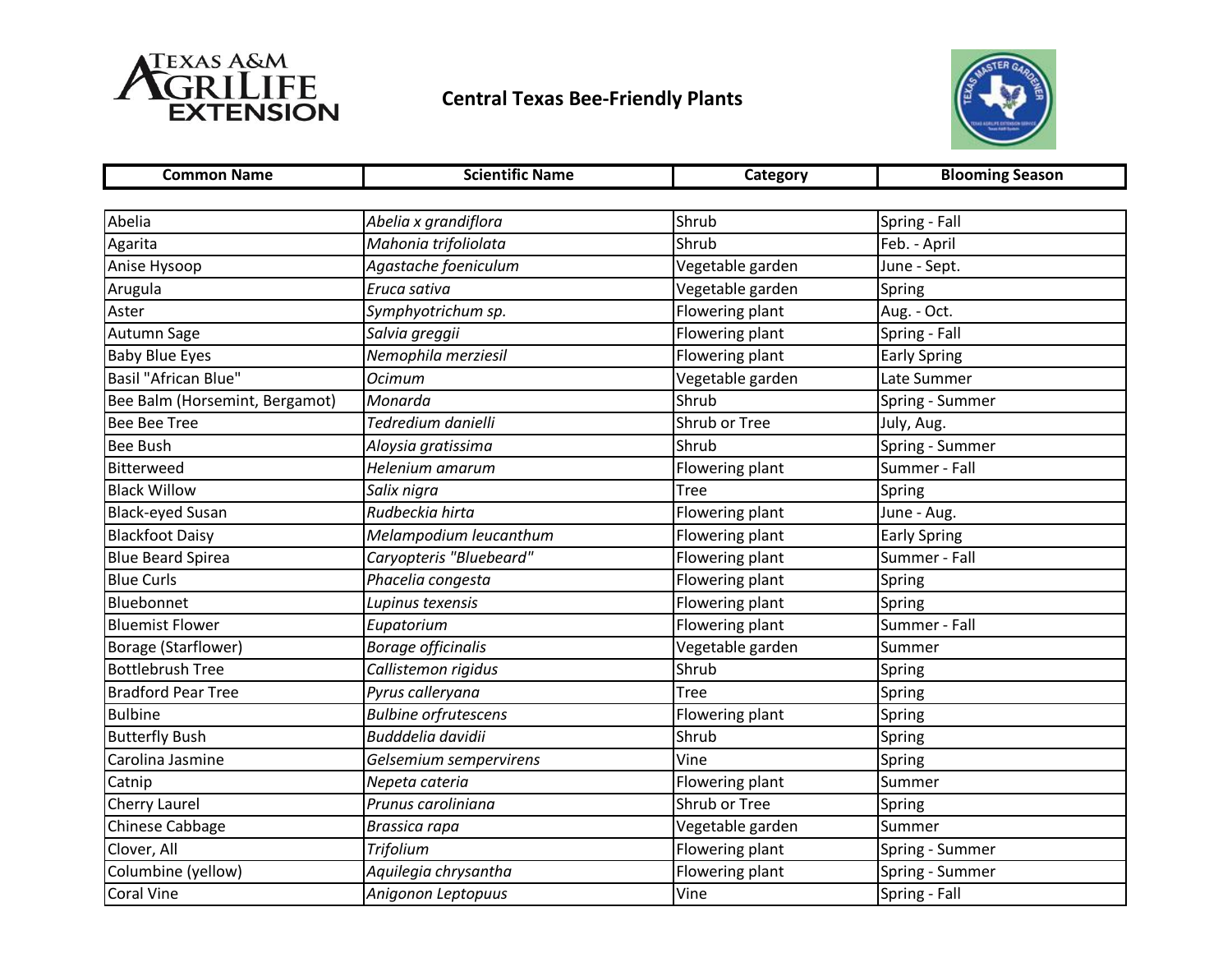# Central Texas Bee-Friendly Plants

| Common Name | Scientific Name | Category | Blooming Season |
|---|---|---|---|
| Abelia | *Abelia x grandiflora* | Shrub | Spring - Fall |
| Agarita | *Mahonia trifoliolata* | Shrub | Feb. - April |
| Anise Hysoop | *Agastache foeniculum* | Vegetable garden | June - Sept. |
| Arugula | *Eruca sativa* | Vegetable garden | Spring |
| Aster | *Symphyotrichum sp.* | Flowering plant | Aug. - Oct. |
| Autumn Sage | *Salvia greggii* | Flowering plant | Spring - Fall |
| Baby Blue Eyes | *Nemophila merziesil* | Flowering plant | Early Spring |
| Basil "African Blue" | *Ocimum* | Vegetable garden | Late Summer |
| Bee Balm (Horsemint, Bergamot) | *Monarda* | Shrub | Spring - Summer |
| Bee Bee Tree | *Tedredium danielli* | Shrub or Tree | July, Aug. |
| Bee Bush | *Aloysia gratissima* | Shrub | Spring - Summer |
| Bitterweed | *Helenium amarum* | Flowering plant | Summer - Fall |
| Black Willow | *Salix nigra* | Tree | Spring |
| Black-eyed Susan | *Rudbeckia hirta* | Flowering plant | June - Aug. |
| Blackfoot Daisy | *Melampodium leucanthum* | Flowering plant | Early Spring |
| Blue Beard Spirea | *Caryopteris "Bluebeard"* | Flowering plant | Summer - Fall |
| Blue Curls | *Phacelia congesta* | Flowering plant | Spring |
| Bluebonnet | *Lupinus texensis* | Flowering plant | Spring |
| Bluemist Flower | *Eupatorium* | Flowering plant | Summer - Fall |
| Borage (Starflower) | *Borage officinalis* | Vegetable garden | Summer |
| Bottlebrush Tree | *Callistemon rigidus* | Shrub | Spring |
| Bradford Pear Tree | *Pyrus calleryana* | Tree | Spring |
| Bulbine | *Bulbine orfrutescens* | Flowering plant | Spring |
| Butterfly Bush | *Budddelia davidii* | Shrub | Spring |
| Carolina Jasmine | *Gelsemium sempervirens* | Vine | Spring |
| Catnip | *Nepeta cateria* | Flowering plant | Summer |
| Cherry Laurel | *Prunus caroliniana* | Shrub or Tree | Spring |
| Chinese Cabbage | *Brassica rapa* | Vegetable garden | Summer |
| Clover, All | *Trifolium* | Flowering plant | Spring - Summer |
| Columbine (yellow) | *Aquilegia chrysantha* | Flowering plant | Spring - Summer |
| Coral Vine | *Anigonon Leptopuus* | Vine | Spring - Fall |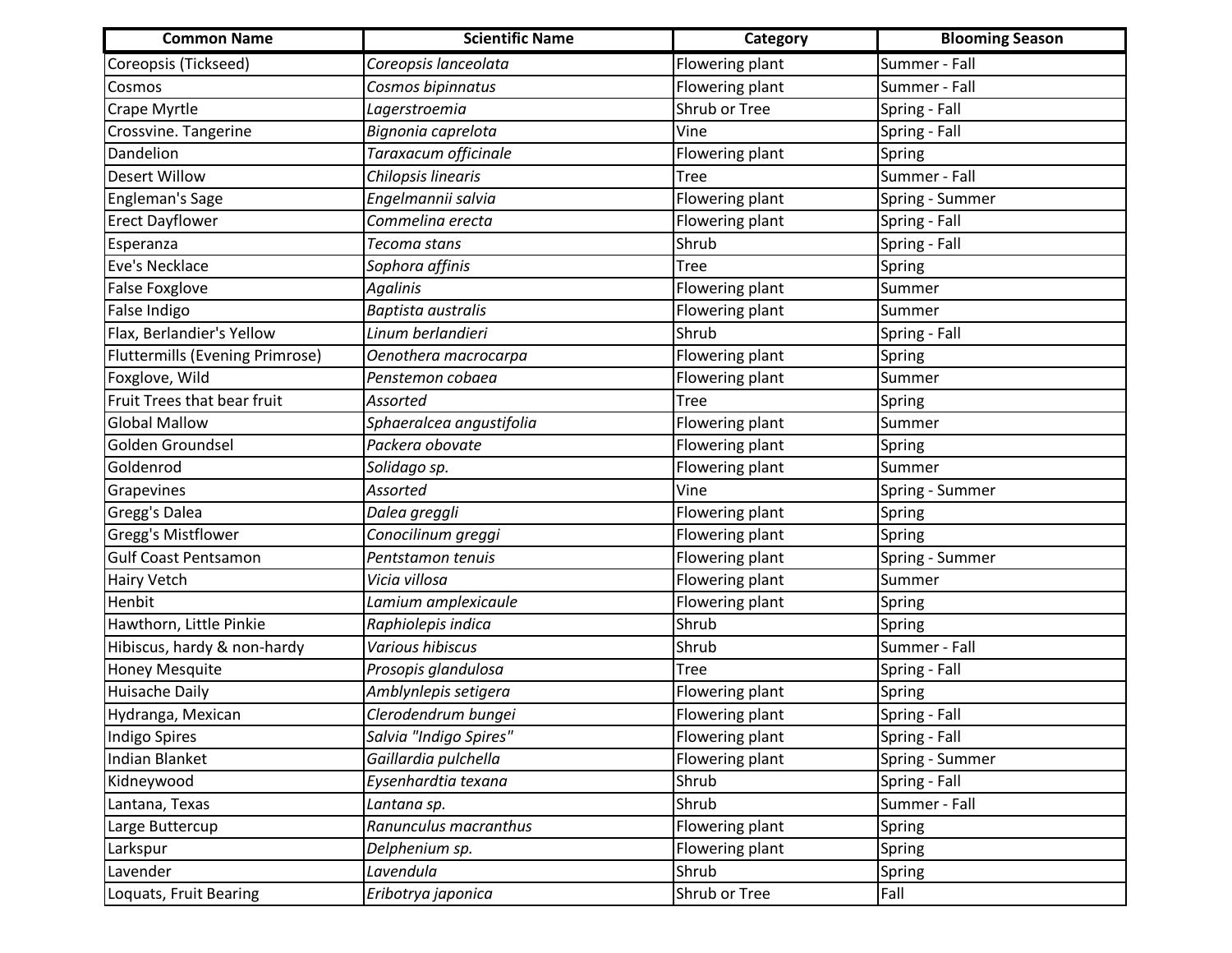| Common Name | Scientific Name | Category | Blooming Season |
|---|---|---|---|
| Coreopsis (Tickseed) | *Coreopsis lanceolata* | Flowering plant | Summer - Fall |
| Cosmos | *Cosmos bipinnatus* | Flowering plant | Summer - Fall |
| Crape Myrtle | *Lagerstroemia* | Shrub or Tree | Spring - Fall |
| Crossvine. Tangerine | *Bignonia caprelota* | Vine | Spring - Fall |
| Dandelion | *Taraxacum officinale* | Flowering plant | Spring |
| Desert Willow | *Chilopsis linearis* | Tree | Summer - Fall |
| Engleman's Sage | *Engelmannii salvia* | Flowering plant | Spring - Summer |
| Erect Dayflower | *Commelina erecta* | Flowering plant | Spring - Fall |
| Esperanza | *Tecoma stans* | Shrub | Spring - Fall |
| Eve's Necklace | *Sophora affinis* | Tree | Spring |
| False Foxglove | *Agalinis* | Flowering plant | Summer |
| False Indigo | *Baptista australis* | Flowering plant | Summer |
| Flax, Berlandier's Yellow | *Linum berlandieri* | Shrub | Spring - Fall |
| Fluttermills (Evening Primrose) | *Oenothera macrocarpa* | Flowering plant | Spring |
| Foxglove, Wild | *Penstemon cobaea* | Flowering plant | Summer |
| Fruit Trees that bear fruit | *Assorted* | Tree | Spring |
| Global Mallow | *Sphaeralcea angustifolia* | Flowering plant | Summer |
| Golden Groundsel | *Packera obovate* | Flowering plant | Spring |
| Goldenrod | *Solidago sp.* | Flowering plant | Summer |
| Grapevines | *Assorted* | Vine | Spring - Summer |
| Gregg's Dalea | *Dalea greggli* | Flowering plant | Spring |
| Gregg's Mistflower | *Conocilinum greggi* | Flowering plant | Spring |
| Gulf Coast Pentsamon | *Pentstamon tenuis* | Flowering plant | Spring - Summer |
| Hairy Vetch | *Vicia villosa* | Flowering plant | Summer |
| Henbit | *Lamium amplexicaule* | Flowering plant | Spring |
| Hawthorn, Little Pinkie | *Raphiolepis indica* | Shrub | Spring |
| Hibiscus, hardy & non-hardy | *Various hibiscus* | Shrub | Summer - Fall |
| Honey Mesquite | *Prosopis glandulosa* | Tree | Spring - Fall |
| Huisache Daily | *Amblynlepis setigera* | Flowering plant | Spring |
| Hydranga, Mexican | *Clerodendrum bungei* | Flowering plant | Spring - Fall |
| Indigo Spires | *Salvia "Indigo Spires"* | Flowering plant | Spring - Fall |
| Indian Blanket | *Gaillardia pulchella* | Flowering plant | Spring - Summer |
| Kidneywood | *Eysenhardtia texana* | Shrub | Spring - Fall |
| Lantana, Texas | *Lantana sp.* | Shrub | Summer - Fall |
| Large Buttercup | *Ranunculus macranthus* | Flowering plant | Spring |
| Larkspur | *Delphenium sp.* | Flowering plant | Spring |
| Lavender | *Lavendula* | Shrub | Spring |
| Loquats, Fruit Bearing | *Eribotrya japonica* | Shrub or Tree | Fall |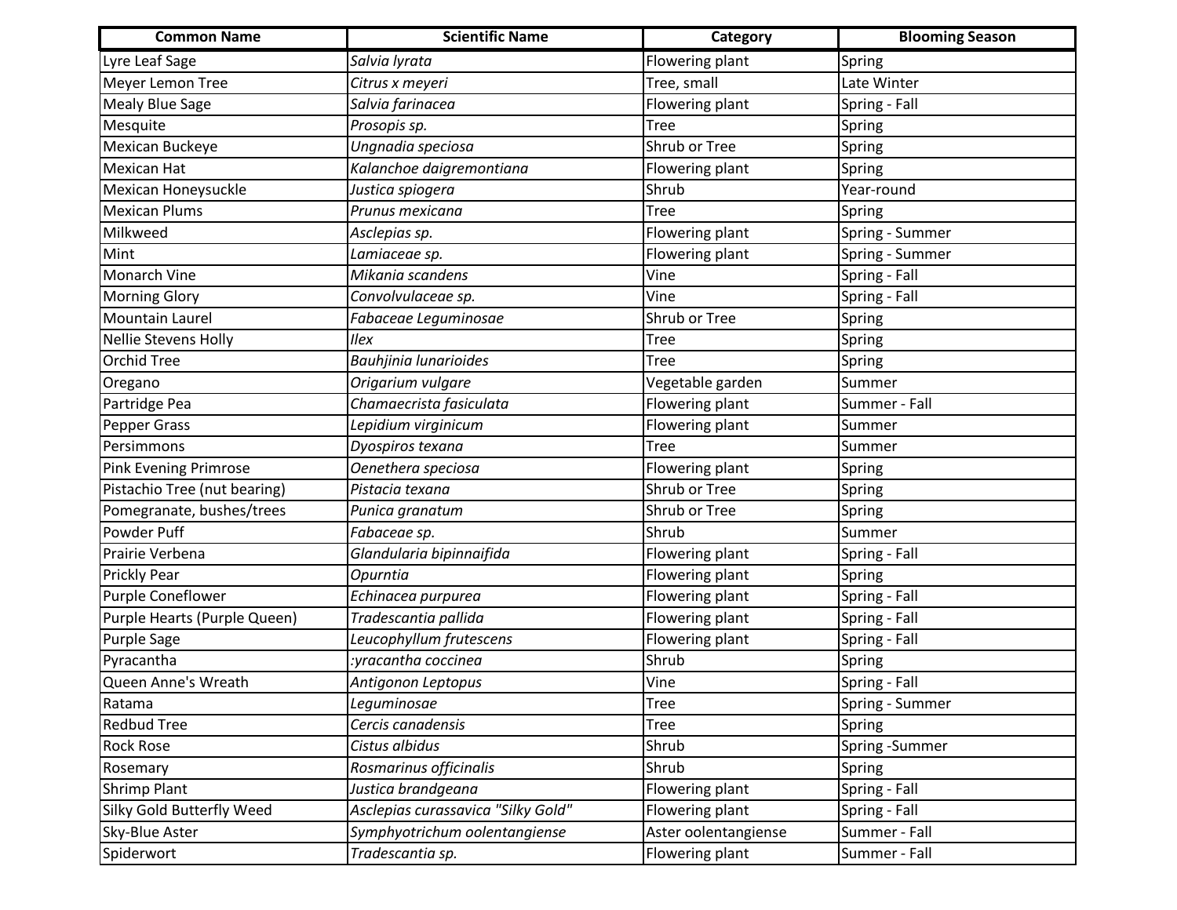| Common Name | Scientific Name | Category | Blooming Season |
|---|---|---|---|
| Lyre Leaf Sage | *Salvia lyrata* | Flowering plant | Spring |
| Meyer Lemon Tree | *Citrus x meyeri* | Tree, small | Late Winter |
| Mealy Blue Sage | *Salvia farinacea* | Flowering plant | Spring - Fall |
| Mesquite | *Prosopis sp.* | Tree | Spring |
| Mexican Buckeye | *Ungnadia speciosa* | Shrub or Tree | Spring |
| Mexican Hat | *Kalanchoe daigremontiana* | Flowering plant | Spring |
| Mexican Honeysuckle | *Justica spiogera* | Shrub | Year-round |
| Mexican Plums | *Prunus mexicana* | Tree | Spring |
| Milkweed | *Asclepias sp.* | Flowering plant | Spring - Summer |
| Mint | *Lamiaceae sp.* | Flowering plant | Spring - Summer |
| Monarch Vine | *Mikania scandens* | Vine | Spring - Fall |
| Morning Glory | *Convolvulaceae sp.* | Vine | Spring - Fall |
| Mountain Laurel | *Fabaceae Leguminosae* | Shrub or Tree | Spring |
| Nellie Stevens Holly | *Ilex* | Tree | Spring |
| Orchid Tree | *Bauhjinia lunarioides* | Tree | Spring |
| Oregano | *Origarium vulgare* | Vegetable garden | Summer |
| Partridge Pea | *Chamaecrista fasiculata* | Flowering plant | Summer - Fall |
| Pepper Grass | *Lepidium virginicum* | Flowering plant | Summer |
| Persimmons | *Dyospiros texana* | Tree | Summer |
| Pink Evening Primrose | *Oenethera speciosa* | Flowering plant | Spring |
| Pistachio Tree (nut bearing) | *Pistacia texana* | Shrub or Tree | Spring |
| Pomegranate, bushes/trees | *Punica granatum* | Shrub or Tree | Spring |
| Powder Puff | *Fabaceae sp.* | Shrub | Summer |
| Prairie Verbena | *Glandularia bipinnaifida* | Flowering plant | Spring - Fall |
| Prickly Pear | *Opurntia* | Flowering plant | Spring |
| Purple Coneflower | *Echinacea purpurea* | Flowering plant | Spring - Fall |
| Purple Hearts (Purple Queen) | *Tradescantia pallida* | Flowering plant | Spring - Fall |
| Purple Sage | *Leucophyllum frutescens* | Flowering plant | Spring - Fall |
| Pyracantha | *:yracantha coccinea* | Shrub | Spring |
| Queen Anne's Wreath | *Antigonon Leptopus* | Vine | Spring - Fall |
| Ratama | *Leguminosae* | Tree | Spring - Summer |
| Redbud Tree | *Cercis canadensis* | Tree | Spring |
| Rock Rose | *Cistus albidus* | Shrub | Spring -Summer |
| Rosemary | *Rosmarinus officinalis* | Shrub | Spring |
| Shrimp Plant | *Justica brandgeana* | Flowering plant | Spring - Fall |
| Silky Gold Butterfly Weed | *Asclepias curassavica "Silky Gold"* | Flowering plant | Spring - Fall |
| Sky-Blue Aster | *Symphyotrichum oolentangiense* | Aster oolentangiense | Summer - Fall |
| Spiderwort | *Tradescantia sp.* | Flowering plant | Summer - Fall |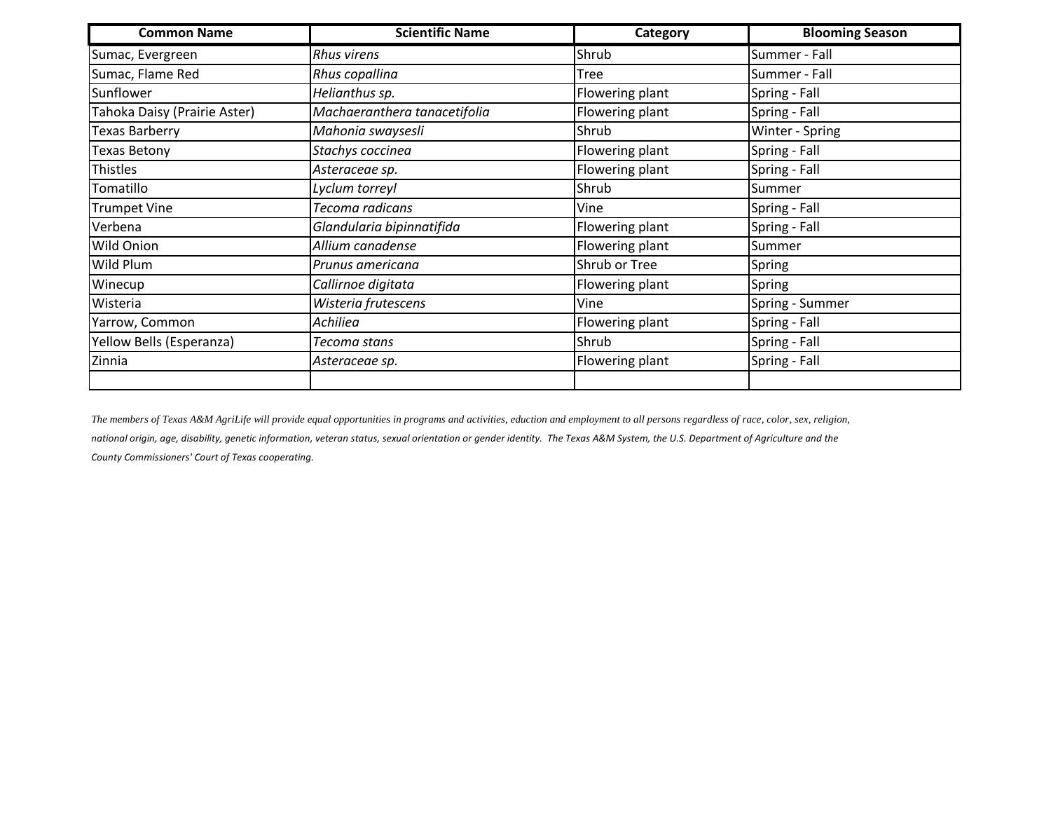| Common Name | Scientific Name | Category | Blooming Season |
|---|---|---|---|
| Sumac, Evergreen | *Rhus virens* | Shrub | Summer - Fall |
| Sumac, Flame Red | *Rhus copallina* | Tree | Summer - Fall |
| Sunflower | *Helianthus sp.* | Flowering plant | Spring - Fall |
| Tahoka Daisy (Prairie Aster) | *Machaeranthera tanacetifolia* | Flowering plant | Spring - Fall |
| Texas Barberry | *Mahonia swaysesli* | Shrub | Winter - Spring |
| Texas Betony | *Stachys coccinea* | Flowering plant | Spring - Fall |
| Thistles | *Asteraceae sp.* | Flowering plant | Spring - Fall |
| Tomatillo | *Lyclum torreyl* | Shrub | Summer |
| Trumpet Vine | *Tecoma radicans* | Vine | Spring - Fall |
| Verbena | *Glandularia bipinnatifida* | Flowering plant | Spring - Fall |
| Wild Onion | *Allium canadense* | Flowering plant | Summer |
| Wild Plum | *Prunus americana* | Shrub or Tree | Spring |
| Winecup | *Callirnoe digitata* | Flowering plant | Spring |
| Wisteria | *Wisteria frutescens* | Vine | Spring - Summer |
| Yarrow, Common | *Achiliea* | Flowering plant | Spring - Fall |
| Yellow Bells (Esperanza) | *Tecoma stans* | Shrub | Spring - Fall |
| Zinnia | *Asteraceae sp.* | Flowering plant | Spring - Fall |
| | | | |

*The members of Texas A&M AgriLife will provide equal opportunities in programs and activities, eduction and employment to all persons regardless of race, color, sex, religion, national origin, age, disability, genetic information, veteran status, sexual orientation or gender identity. The Texas A&M System, the U.S. Department of Agriculture and the County Commissioners' Court of Texas cooperating.*